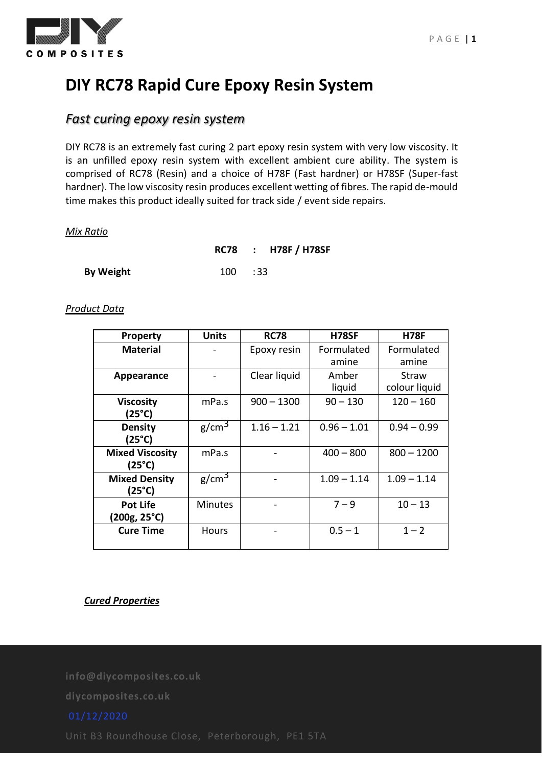# DIY RC78 Rapid Cure Epoxy Resin System

## *Fast curing epoxy resin system*

DIY RC78 is an extremely fast curing 2 part epoxy resin system with very low viscosity. It is an unfilled epoxy resin system with excellent ambient cure ability. The system is comprised of RC78 (Resin) and a choice of H78F (Fast hardner) or H78SF (Super-fast hardner). The low viscosity resin produces excellent wetting of fibres. The rapid de-mould time makes this product ideally suited for track side / event side repairs.

*Mix Ratio*

| | RC78 | : | H78F / H78SF |
|---|---|---|---|
| **By Weight** | 100 | : | 33 |

*Product Data*

| Property | Units | RC78 | H78SF | H78F |
|---|---|---|---|---|
| **Material** | - | Epoxy resin | Formulated amine | Formulated amine |
| **Appearance** | - | Clear liquid | Amber liquid | Straw colour liquid |
| **Viscosity (25°C)** | mPa.s | 900 – 1300 | 90 – 130 | 120 – 160 |
| **Density (25°C)** | $g/cm^3$ | 1.16 – 1.21 | 0.96 – 1.01 | 0.94 – 0.99 |
| **Mixed Viscosity (25°C)** | mPa.s | - | 400 – 800 | 800 – 1200 |
| **Mixed Density (25°C)** | $g/cm^3$ | - | 1.09 – 1.14 | 1.09 – 1.14 |
| **Pot Life (200g, 25°C)** | Minutes | - | 7 – 9 | 10 – 13 |
| **Cure Time** | Hours | - | 0.5 – 1 | 1 – 2 |

***Cured Properties***

info@diycomposites.co.uk

diycomposites.co.uk

01/12/2020

Unit B3 Roundhouse Close, Peterborough, PE1 5TA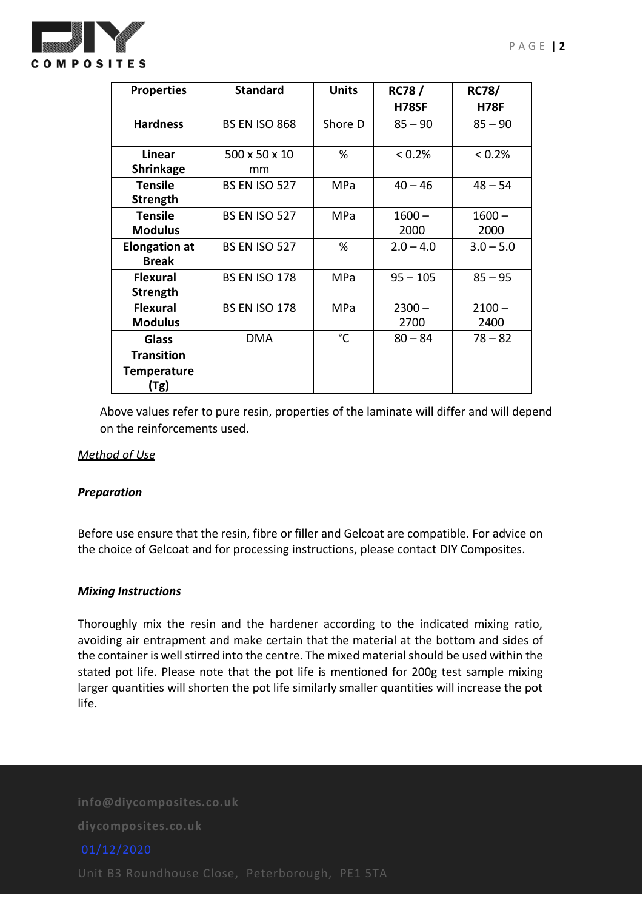| Properties | Standard | Units | RC78 / H78SF | RC78/ H78F |
|---|---|---|---|---|
| **Hardness** | BS EN ISO 868 | Shore D | 85 – 90 | 85 – 90 |
| **Linear Shrinkage** | 500 x 50 x 10 mm | % | < 0.2% | < 0.2% |
| **Tensile Strength** | BS EN ISO 527 | MPa | 40 – 46 | 48 – 54 |
| **Tensile Modulus** | BS EN ISO 527 | MPa | 1600 – 2000 | 1600 – 2000 |
| **Elongation at Break** | BS EN ISO 527 | % | 2.0 – 4.0 | 3.0 – 5.0 |
| **Flexural Strength** | BS EN ISO 178 | MPa | 95 – 105 | 85 – 95 |
| **Flexural Modulus** | BS EN ISO 178 | MPa | 2300 – 2700 | 2100 – 2400 |
| **Glass Transition Temperature (Tg)** | DMA | °C | 80 – 84 | 78 – 82 |

Above values refer to pure resin, properties of the laminate will differ and will depend on the reinforcements used.

*Method of Use*

***Preparation***

Before use ensure that the resin, fibre or filler and Gelcoat are compatible. For advice on the choice of Gelcoat and for processing instructions, please contact DIY Composites.

***Mixing Instructions***

Thoroughly mix the resin and the hardener according to the indicated mixing ratio, avoiding air entrapment and make certain that the material at the bottom and sides of the container is well stirred into the centre. The mixed material should be used within the stated pot life. Please note that the pot life is mentioned for 200g test sample mixing larger quantities will shorten the pot life similarly smaller quantities will increase the pot life.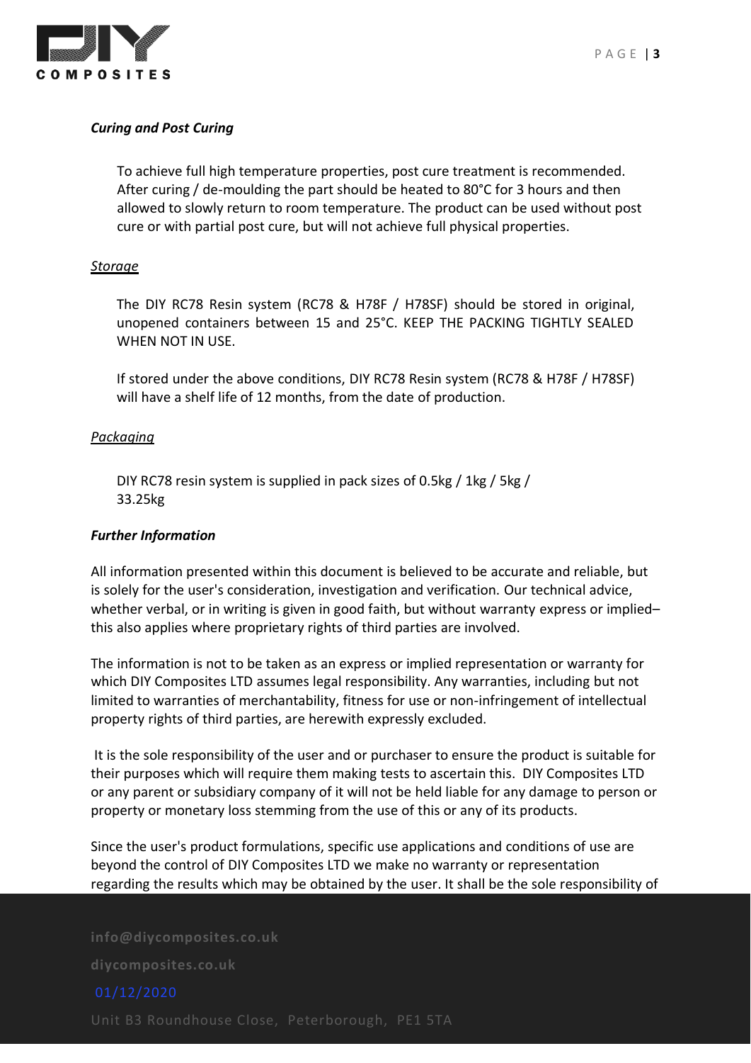***Curing and Post Curing***

To achieve full high temperature properties, post cure treatment is recommended. After curing / de-moulding the part should be heated to 80°C for 3 hours and then allowed to slowly return to room temperature. The product can be used without post cure or with partial post cure, but will not achieve full physical properties.

*Storage*

The DIY RC78 Resin system (RC78 & H78F / H78SF) should be stored in original, unopened containers between 15 and 25°C. KEEP THE PACKING TIGHTLY SEALED WHEN NOT IN USE.

If stored under the above conditions, DIY RC78 Resin system (RC78 & H78F / H78SF) will have a shelf life of 12 months, from the date of production.

*Packaging*

DIY RC78 resin system is supplied in pack sizes of 0.5kg / 1kg / 5kg / 33.25kg

***Further Information***

All information presented within this document is believed to be accurate and reliable, but is solely for the user's consideration, investigation and verification. Our technical advice, whether verbal, or in writing is given in good faith, but without warranty express or implied– this also applies where proprietary rights of third parties are involved.

The information is not to be taken as an express or implied representation or warranty for which DIY Composites LTD assumes legal responsibility. Any warranties, including but not limited to warranties of merchantability, fitness for use or non-infringement of intellectual property rights of third parties, are herewith expressly excluded.

It is the sole responsibility of the user and or purchaser to ensure the product is suitable for their purposes which will require them making tests to ascertain this. DIY Composites LTD or any parent or subsidiary company of it will not be held liable for any damage to person or property or monetary loss stemming from the use of this or any of its products.

Since the user's product formulations, specific use applications and conditions of use are beyond the control of DIY Composites LTD we make no warranty or representation regarding the results which may be obtained by the user. It shall be the sole responsibility of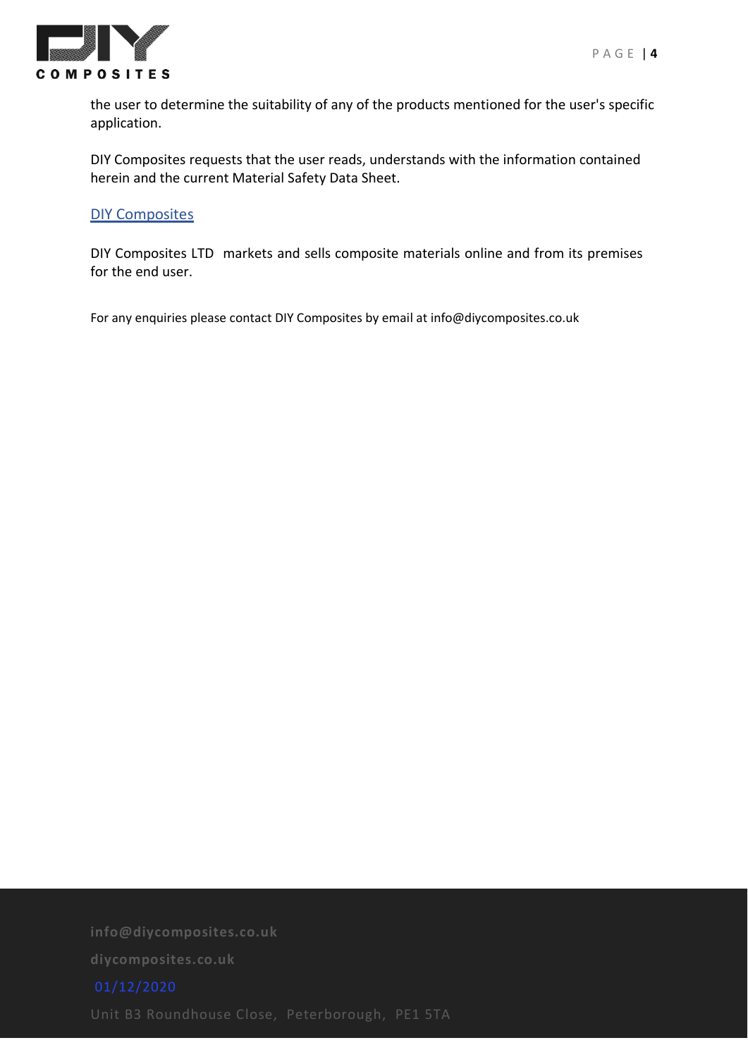the user to determine the suitability of any of the products mentioned for the user's specific application.

DIY Composites requests that the user reads, understands with the information contained herein and the current Material Safety Data Sheet.

DIY Composites

DIY Composites LTD markets and sells composite materials online and from its premises for the end user.

For any enquiries please contact DIY Composites by email at info@diycomposites.co.uk

**info@diycomposites.co.uk**

**diycomposites.co.uk**

01/12/2020

Unit B3 Roundhouse Close, Peterborough, PE1 5TA